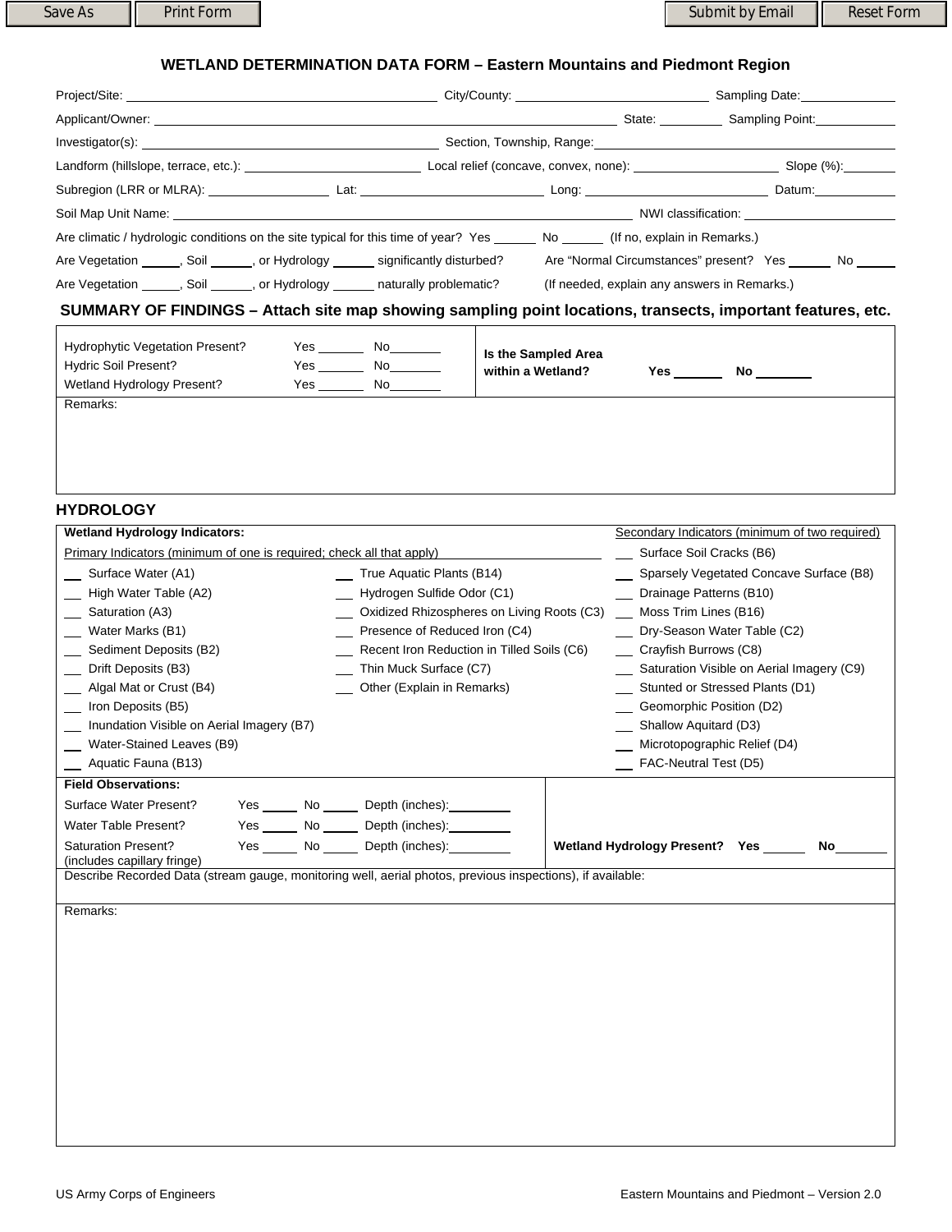Save As | Print Form | Submit by Email | Reset Form

# WETLAND DETERMINATION DATA FORM – Eastern Mountains and Piedmont Region

Project/Site: ____________________ City/County: ____________________ Sampling Date: __________

Applicant/Owner: ________________________________________ State: ________ Sampling Point: __________

Investigator(s): ____________________ Section, Township, Range: ____________________

Landform (hillslope, terrace, etc.): ____________________ Local relief (concave, convex, none): ____________ Slope (%): ______

Subregion (LRR or MLRA): ____________ Lat: ____________________ Long: ____________________ Datum: __________

Soil Map Unit Name: ________________________________________ NWI classification: ____________________

Are climatic / hydrologic conditions on the site typical for this time of year? Yes ______ No ______ (If no, explain in Remarks.)

Are Vegetation _____, Soil ______, or Hydrology ______ significantly disturbed? Are "Normal Circumstances" present? Yes ______ No _____

Are Vegetation _____, Soil ______, or Hydrology ______ naturally problematic? (If needed, explain any answers in Remarks.)

## SUMMARY OF FINDINGS – Attach site map showing sampling point locations, transects, important features, etc.

| | | |
|---|---|---|
| Hydrophytic Vegetation Present? | Yes _______ No_______ | **Is the Sampled Area within a Wetland?** Yes _______ No ________ |
| Hydric Soil Present? | Yes _______ No_______ | |
| Wetland Hydrology Present? | Yes _______ No_______ | |

Remarks:

## HYDROLOGY

**Wetland Hydrology Indicators:**

Primary Indicators (minimum of one is required; check all that apply)

- __ Surface Water (A1)
- __ High Water Table (A2)
- __ Saturation (A3)
- __ Water Marks (B1)
- __ Sediment Deposits (B2)
- __ Drift Deposits (B3)
- __ Algal Mat or Crust (B4)
- __ Iron Deposits (B5)
- __ Inundation Visible on Aerial Imagery (B7)
- __ Water-Stained Leaves (B9)
- __ Aquatic Fauna (B13)
- __ True Aquatic Plants (B14)
- __ Hydrogen Sulfide Odor (C1)
- __ Oxidized Rhizospheres on Living Roots (C3)
- __ Presence of Reduced Iron (C4)
- __ Recent Iron Reduction in Tilled Soils (C6)
- __ Thin Muck Surface (C7)
- __ Other (Explain in Remarks)

Secondary Indicators (minimum of two required)

- __ Surface Soil Cracks (B6)
- __ Sparsely Vegetated Concave Surface (B8)
- __ Drainage Patterns (B10)
- __ Moss Trim Lines (B16)
- __ Dry-Season Water Table (C2)
- __ Crayfish Burrows (C8)
- __ Saturation Visible on Aerial Imagery (C9)
- __ Stunted or Stressed Plants (D1)
- __ Geomorphic Position (D2)
- __ Shallow Aquitard (D3)
- __ Microtopographic Relief (D4)
- __ FAC-Neutral Test (D5)

**Field Observations:**

Surface Water Present? Yes _____ No _____ Depth (inches): _________

Water Table Present? Yes _____ No _____ Depth (inches): _________

Saturation Present? (includes capillary fringe) Yes _____ No _____ Depth (inches): _________

**Wetland Hydrology Present?** Yes ______ No _______

Describe Recorded Data (stream gauge, monitoring well, aerial photos, previous inspections), if available:

Remarks:

US Army Corps of Engineers — Eastern Mountains and Piedmont – Version 2.0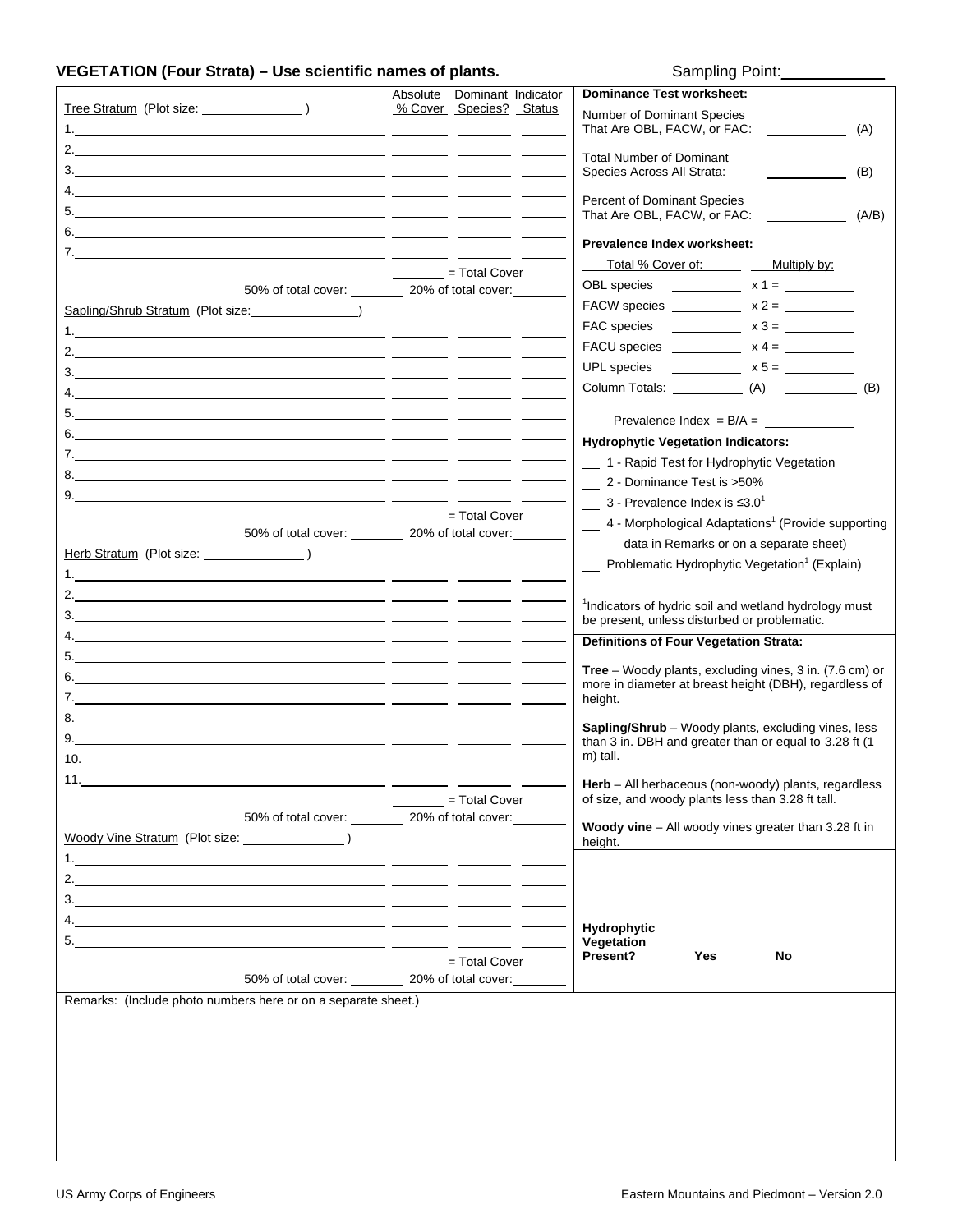## VEGETATION (Four Strata) – Use scientific names of plants.

Sampling Point: ____________

| Tree Stratum (Plot size: ______________ ) | Absolute % Cover | Dominant Species? | Indicator Status |
|---|---|---|---|
| 1. | | | |
| 2. | | | |
| 3. | | | |
| 4. | | | |
| 5. | | | |
| 6. | | | |
| 7. | | | |
| | ______ = Total Cover | | |
| 50% of total cover: ______ | 20% of total cover: ______ | | |

| Sapling/Shrub Stratum (Plot size: ______________ ) | Absolute % Cover | Dominant Species? | Indicator Status |
|---|---|---|---|
| 1. | | | |
| 2. | | | |
| 3. | | | |
| 4. | | | |
| 5. | | | |
| 6. | | | |
| 7. | | | |
| 8. | | | |
| 9. | | | |
| | ______ = Total Cover | | |
| 50% of total cover: ______ | 20% of total cover: ______ | | |

| Herb Stratum (Plot size: ______________ ) | Absolute % Cover | Dominant Species? | Indicator Status |
|---|---|---|---|
| 1. | | | |
| 2. | | | |
| 3. | | | |
| 4. | | | |
| 5. | | | |
| 6. | | | |
| 7. | | | |
| 8. | | | |
| 9. | | | |
| 10. | | | |
| 11. | | | |
| | ______ = Total Cover | | |
| 50% of total cover: ______ | 20% of total cover: ______ | | |

| Woody Vine Stratum (Plot size: ______________ ) | Absolute % Cover | Dominant Species? | Indicator Status |
|---|---|---|---|
| 1. | | | |
| 2. | | | |
| 3. | | | |
| 4. | | | |
| 5. | | | |
| | ______ = Total Cover | | |
| 50% of total cover: ______ | 20% of total cover: ______ | | |

**Dominance Test worksheet:**

Number of Dominant Species That Are OBL, FACW, or FAC: __________ (A)

Total Number of Dominant Species Across All Strata: __________ (B)

Percent of Dominant Species That Are OBL, FACW, or FAC: __________ (A/B)

**Prevalence Index worksheet:**

| Total % Cover of: | | Multiply by: |
|---|---|---|
| OBL species | ________ | x 1 = ________ |
| FACW species | ________ | x 2 = ________ |
| FAC species | ________ | x 3 = ________ |
| FACU species | ________ | x 4 = ________ |
| UPL species | ________ | x 5 = ________ |
| Column Totals: | ________ (A) | ________ (B) |

Prevalence Index = B/A = __________

**Hydrophytic Vegetation Indicators:**

- __ 1 - Rapid Test for Hydrophytic Vegetation
- __ 2 - Dominance Test is >50%
- __ 3 - Prevalence Index is ≤3.0[1]
- __ 4 - Morphological Adaptations[1] (Provide supporting data in Remarks or on a separate sheet)
- __ Problematic Hydrophytic Vegetation[1] (Explain)

[1]Indicators of hydric soil and wetland hydrology must be present, unless disturbed or problematic.

**Definitions of Four Vegetation Strata:**

**Tree** – Woody plants, excluding vines, 3 in. (7.6 cm) or more in diameter at breast height (DBH), regardless of height.

**Sapling/Shrub** – Woody plants, excluding vines, less than 3 in. DBH and greater than or equal to 3.28 ft (1 m) tall.

**Herb** – All herbaceous (non-woody) plants, regardless of size, and woody plants less than 3.28 ft tall.

**Woody vine** – All woody vines greater than 3.28 ft in height.

**Hydrophytic Vegetation Present?** Yes ______ No ______

Remarks: (Include photo numbers here or on a separate sheet.)

US Army Corps of Engineers — Eastern Mountains and Piedmont – Version 2.0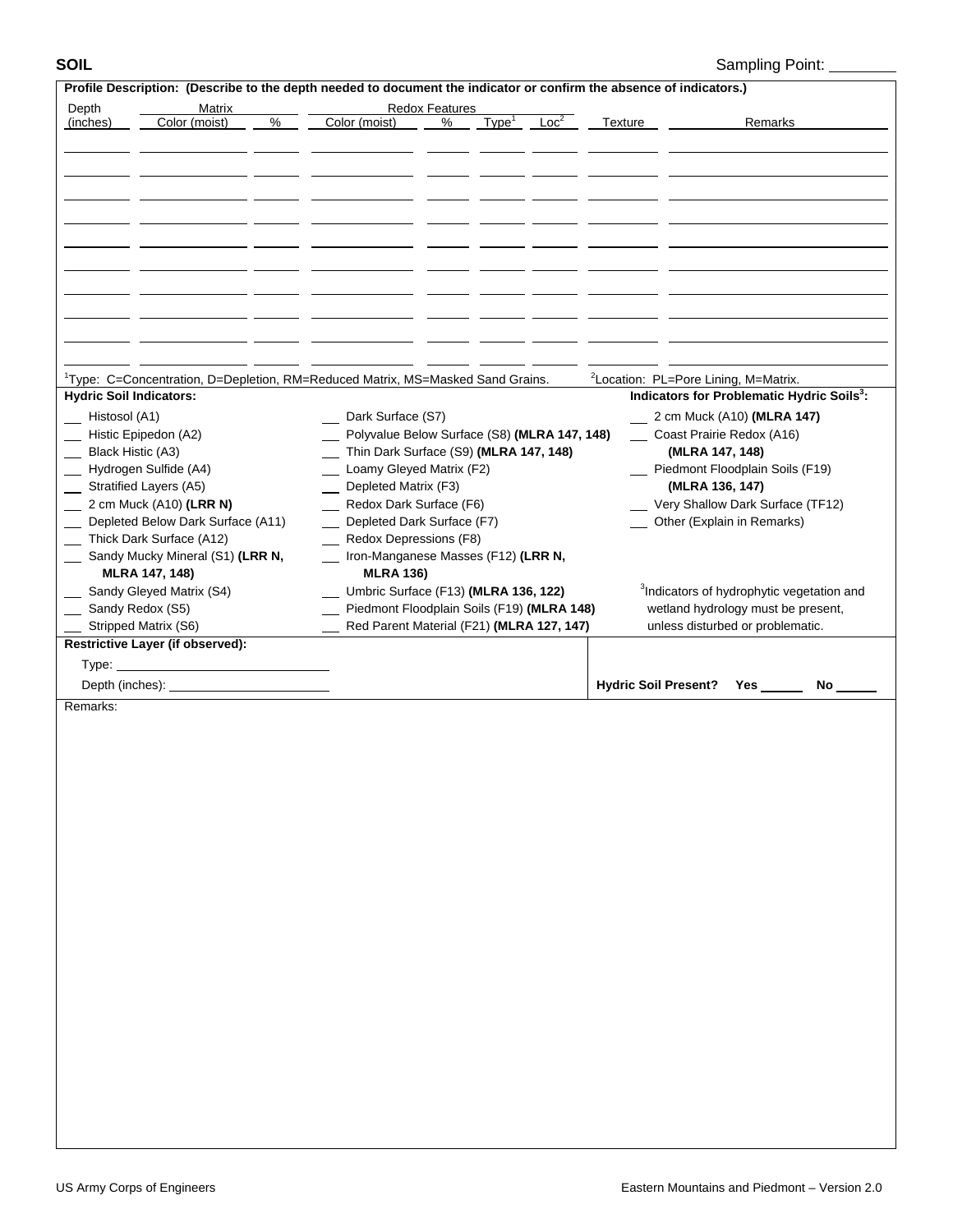**SOIL** Sampling Point: ________

**Profile Description: (Describe to the depth needed to document the indicator or confirm the absence of indicators.)**

| Depth | Matrix | | Redox Features | | | | | |
|---|---|---|---|---|---|---|---|---|
| (inches) | Color (moist) | % | Color (moist) | % | Type[1] | Loc[2] | Texture | Remarks |
| | | | | | | | | |
| | | | | | | | | |
| | | | | | | | | |
| | | | | | | | | |
| | | | | | | | | |
| | | | | | | | | |
| | | | | | | | | |
| | | | | | | | | |
| | | | | | | | | |
| | | | | | | | | |

[1]Type: C=Concentration, D=Depletion, RM=Reduced Matrix, MS=Masked Sand Grains. [2]Location: PL=Pore Lining, M=Matrix.

**Hydric Soil Indicators:**

- __ Histosol (A1)
- __ Histic Epipedon (A2)
- __ Black Histic (A3)
- __ Hydrogen Sulfide (A4)
- __ Stratified Layers (A5)
- __ 2 cm Muck (A10) **(LRR N)**
- __ Depleted Below Dark Surface (A11)
- __ Thick Dark Surface (A12)
- __ Sandy Mucky Mineral (S1) **(LRR N, MLRA 147, 148)**
- __ Sandy Gleyed Matrix (S4)
- __ Sandy Redox (S5)
- __ Stripped Matrix (S6)
- __ Dark Surface (S7)
- __ Polyvalue Below Surface (S8) **(MLRA 147, 148)**
- __ Thin Dark Surface (S9) **(MLRA 147, 148)**
- __ Loamy Gleyed Matrix (F2)
- __ Depleted Matrix (F3)
- __ Redox Dark Surface (F6)
- __ Depleted Dark Surface (F7)
- __ Redox Depressions (F8)
- __ Iron-Manganese Masses (F12) **(LRR N, MLRA 136)**
- __ Umbric Surface (F13) **(MLRA 136, 122)**
- __ Piedmont Floodplain Soils (F19) **(MLRA 148)**
- __ Red Parent Material (F21) **(MLRA 127, 147)**

**Indicators for Problematic Hydric Soils[3]:**

- __ 2 cm Muck (A10) **(MLRA 147)**
- __ Coast Prairie Redox (A16) **(MLRA 147, 148)**
- __ Piedmont Floodplain Soils (F19) **(MLRA 136, 147)**
- __ Very Shallow Dark Surface (TF12)
- __ Other (Explain in Remarks)

[3]Indicators of hydrophytic vegetation and wetland hydrology must be present, unless disturbed or problematic.

**Restrictive Layer (if observed):**

Type: ____________________

Depth (inches): ____________________

**Hydric Soil Present? Yes ______ No ______**

Remarks: